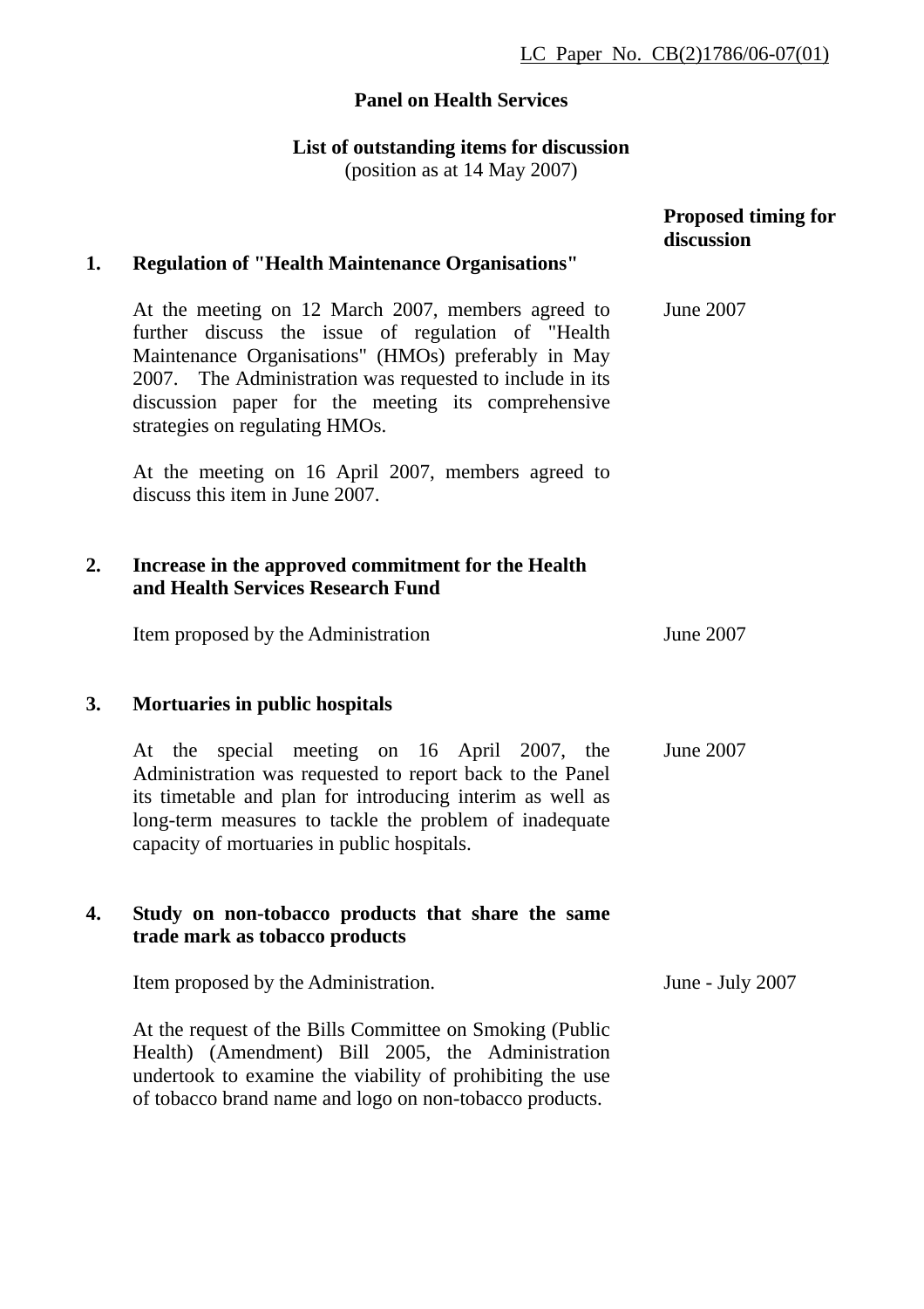LC Paper No. CB(2)1786/06-07(01)

**Panel on Health Services**

**List of outstanding items for discussion**
(position as at 14 May 2007)

| | | Proposed timing for discussion |
|---|---|---|
| **1.** | **Regulation of "Health Maintenance Organisations"** | |
| | At the meeting on 12 March 2007, members agreed to further discuss the issue of regulation of "Health Maintenance Organisations" (HMOs) preferably in May 2007. The Administration was requested to include in its discussion paper for the meeting its comprehensive strategies on regulating HMOs. | June 2007 |
| | At the meeting on 16 April 2007, members agreed to discuss this item in June 2007. | |
| **2.** | **Increase in the approved commitment for the Health and Health Services Research Fund** | |
| | Item proposed by the Administration | June 2007 |
| **3.** | **Mortuaries in public hospitals** | |
| | At the special meeting on 16 April 2007, the Administration was requested to report back to the Panel its timetable and plan for introducing interim as well as long-term measures to tackle the problem of inadequate capacity of mortuaries in public hospitals. | June 2007 |
| **4.** | **Study on non-tobacco products that share the same trade mark as tobacco products** | |
| | Item proposed by the Administration. | June - July 2007 |
| | At the request of the Bills Committee on Smoking (Public Health) (Amendment) Bill 2005, the Administration undertook to examine the viability of prohibiting the use of tobacco brand name and logo on non-tobacco products. | |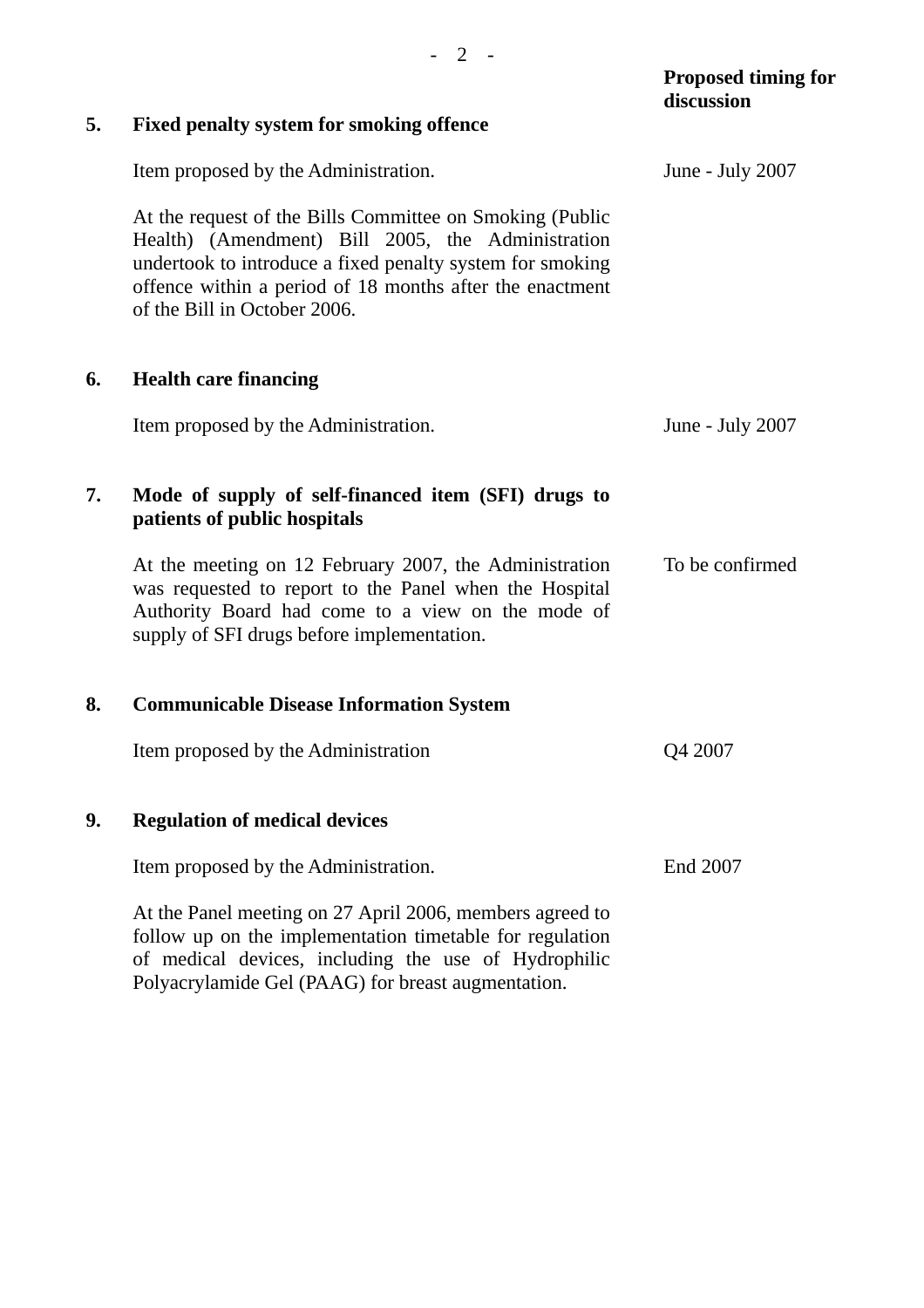| | | Proposed timing for discussion |
|---|---|---|
| **5.** | **Fixed penalty system for smoking offence** | |
| | Item proposed by the Administration. | June - July 2007 |
| | At the request of the Bills Committee on Smoking (Public Health) (Amendment) Bill 2005, the Administration undertook to introduce a fixed penalty system for smoking offence within a period of 18 months after the enactment of the Bill in October 2006. | |
| **6.** | **Health care financing** | |
| | Item proposed by the Administration. | June - July 2007 |
| **7.** | **Mode of supply of self-financed item (SFI) drugs to patients of public hospitals** | |
| | At the meeting on 12 February 2007, the Administration was requested to report to the Panel when the Hospital Authority Board had come to a view on the mode of supply of SFI drugs before implementation. | To be confirmed |
| **8.** | **Communicable Disease Information System** | |
| | Item proposed by the Administration | Q4 2007 |
| **9.** | **Regulation of medical devices** | |
| | Item proposed by the Administration. | End 2007 |
| | At the Panel meeting on 27 April 2006, members agreed to follow up on the implementation timetable for regulation of medical devices, including the use of Hydrophilic Polyacrylamide Gel (PAAG) for breast augmentation. | |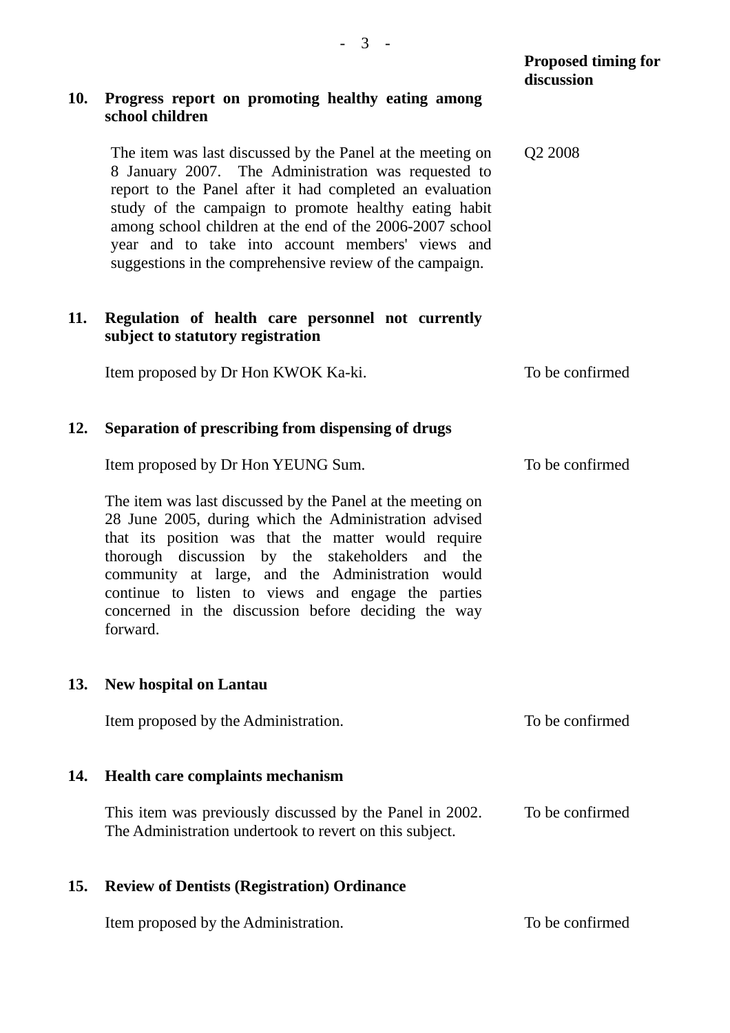**Proposed timing for discussion**

**10. Progress report on promoting healthy eating among school children**

The item was last discussed by the Panel at the meeting on 8 January 2007. The Administration was requested to report to the Panel after it had completed an evaluation study of the campaign to promote healthy eating habit among school children at the end of the 2006-2007 school year and to take into account members' views and suggestions in the comprehensive review of the campaign. — Q2 2008

**11. Regulation of health care personnel not currently subject to statutory registration**

Item proposed by Dr Hon KWOK Ka-ki. — To be confirmed

**12. Separation of prescribing from dispensing of drugs**

Item proposed by Dr Hon YEUNG Sum. — To be confirmed

The item was last discussed by the Panel at the meeting on 28 June 2005, during which the Administration advised that its position was that the matter would require thorough discussion by the stakeholders and the community at large, and the Administration would continue to listen to views and engage the parties concerned in the discussion before deciding the way forward.

**13. New hospital on Lantau**

Item proposed by the Administration. — To be confirmed

**14. Health care complaints mechanism**

This item was previously discussed by the Panel in 2002. The Administration undertook to revert on this subject. — To be confirmed

**15. Review of Dentists (Registration) Ordinance**

Item proposed by the Administration. — To be confirmed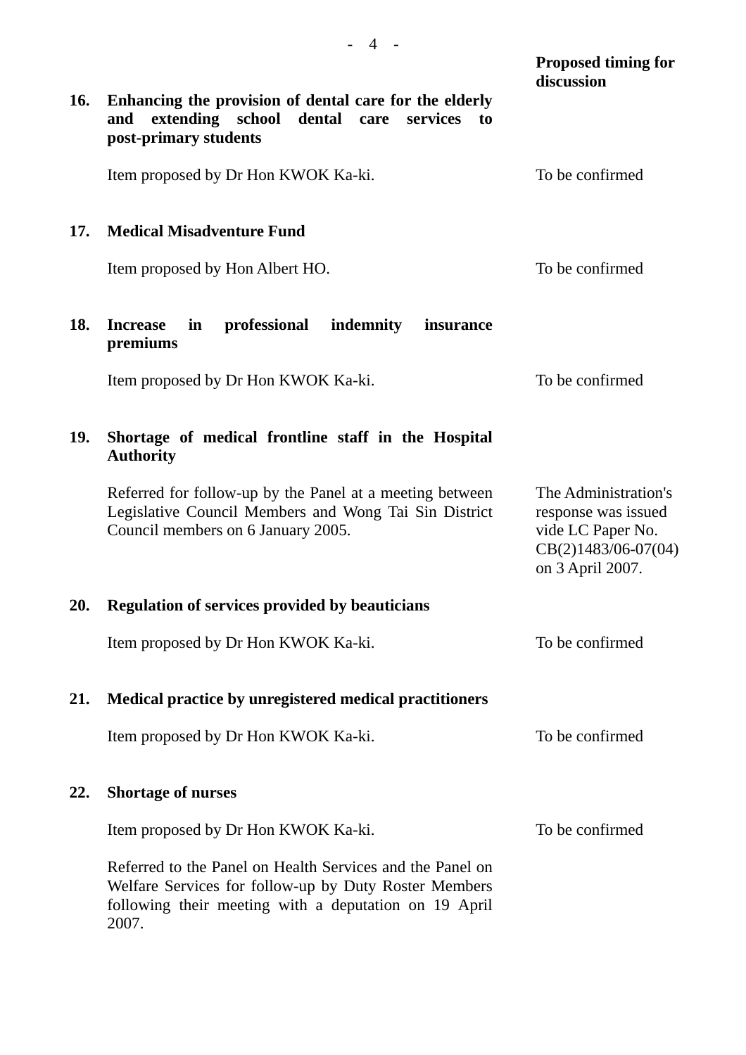| | | Proposed timing for discussion |
|---|---|---|
| **16.** | **Enhancing the provision of dental care for the elderly and extending school dental care services to post-primary students** | |
| | Item proposed by Dr Hon KWOK Ka-ki. | To be confirmed |
| **17.** | **Medical Misadventure Fund** | |
| | Item proposed by Hon Albert HO. | To be confirmed |
| **18.** | **Increase in professional indemnity insurance premiums** | |
| | Item proposed by Dr Hon KWOK Ka-ki. | To be confirmed |
| **19.** | **Shortage of medical frontline staff in the Hospital Authority** | |
| | Referred for follow-up by the Panel at a meeting between Legislative Council Members and Wong Tai Sin District Council members on 6 January 2005. | The Administration's response was issued vide LC Paper No. CB(2)1483/06-07(04) on 3 April 2007. |
| **20.** | **Regulation of services provided by beauticians** | |
| | Item proposed by Dr Hon KWOK Ka-ki. | To be confirmed |
| **21.** | **Medical practice by unregistered medical practitioners** | |
| | Item proposed by Dr Hon KWOK Ka-ki. | To be confirmed |
| **22.** | **Shortage of nurses** | |
| | Item proposed by Dr Hon KWOK Ka-ki. | To be confirmed |
| | Referred to the Panel on Health Services and the Panel on Welfare Services for follow-up by Duty Roster Members following their meeting with a deputation on 19 April 2007. | |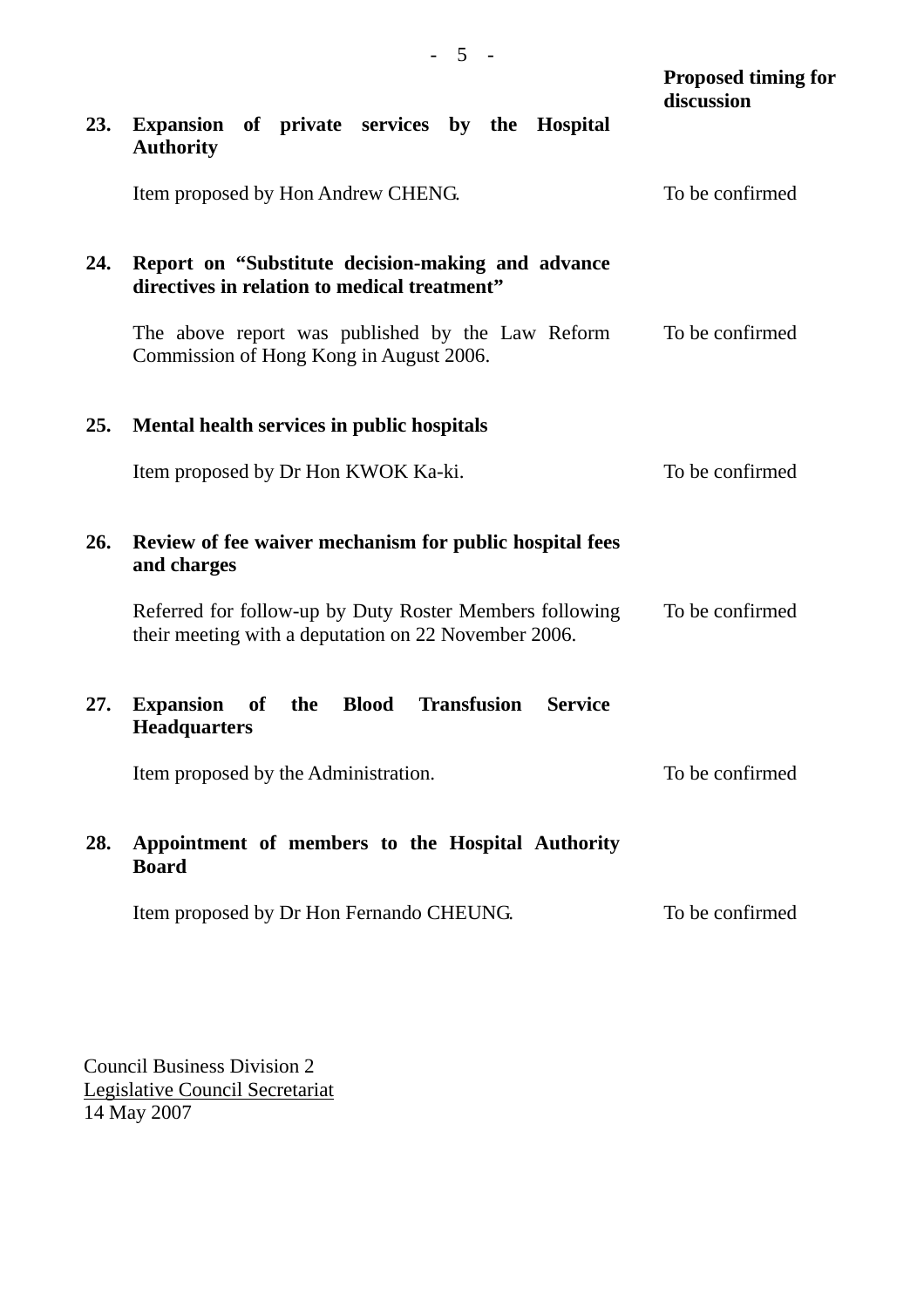| | | Proposed timing for discussion |
|---|---|---|
| **23.** | **Expansion of private services by the Hospital Authority** | |
| | Item proposed by Hon Andrew CHENG. | To be confirmed |
| **24.** | **Report on "Substitute decision-making and advance directives in relation to medical treatment"** | |
| | The above report was published by the Law Reform Commission of Hong Kong in August 2006. | To be confirmed |
| **25.** | **Mental health services in public hospitals** | |
| | Item proposed by Dr Hon KWOK Ka-ki. | To be confirmed |
| **26.** | **Review of fee waiver mechanism for public hospital fees and charges** | |
| | Referred for follow-up by Duty Roster Members following their meeting with a deputation on 22 November 2006. | To be confirmed |
| **27.** | **Expansion of the Blood Transfusion Service Headquarters** | |
| | Item proposed by the Administration. | To be confirmed |
| **28.** | **Appointment of members to the Hospital Authority Board** | |
| | Item proposed by Dr Hon Fernando CHEUNG. | To be confirmed |

Council Business Division 2
Legislative Council Secretariat
14 May 2007